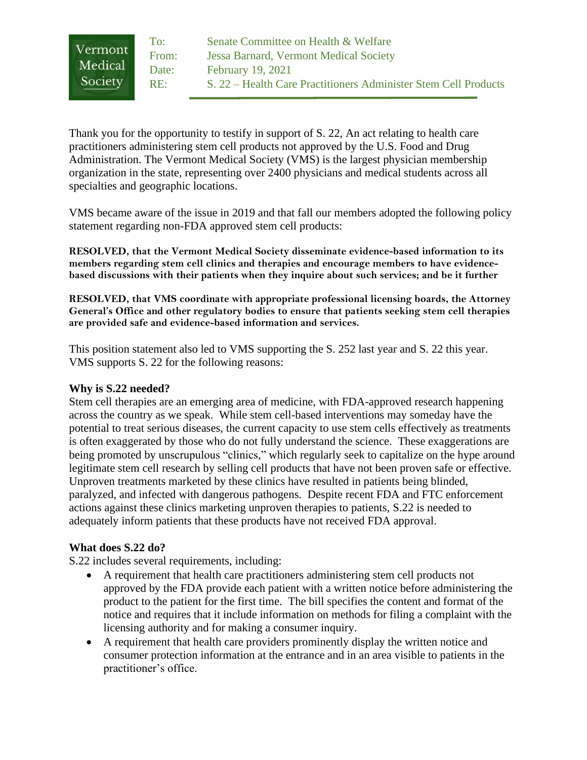Vermont Medical Society

To: Senate Committee on Health & Welfare
From: Jessa Barnard, Vermont Medical Society
Date: February 19, 2021
RE: S. 22 – Health Care Practitioners Administer Stem Cell Products

---

Thank you for the opportunity to testify in support of S. 22, An act relating to health care practitioners administering stem cell products not approved by the U.S. Food and Drug Administration. The Vermont Medical Society (VMS) is the largest physician membership organization in the state, representing over 2400 physicians and medical students across all specialties and geographic locations.

VMS became aware of the issue in 2019 and that fall our members adopted the following policy statement regarding non-FDA approved stem cell products:

**RESOLVED, that the Vermont Medical Society disseminate evidence-based information to its members regarding stem cell clinics and therapies and encourage members to have evidence-based discussions with their patients when they inquire about such services; and be it further**

**RESOLVED, that VMS coordinate with appropriate professional licensing boards, the Attorney General's Office and other regulatory bodies to ensure that patients seeking stem cell therapies are provided safe and evidence-based information and services.**

This position statement also led to VMS supporting the S. 252 last year and S. 22 this year. VMS supports S. 22 for the following reasons:

**Why is S.22 needed?**

Stem cell therapies are an emerging area of medicine, with FDA-approved research happening across the country as we speak. While stem cell-based interventions may someday have the potential to treat serious diseases, the current capacity to use stem cells effectively as treatments is often exaggerated by those who do not fully understand the science. These exaggerations are being promoted by unscrupulous "clinics," which regularly seek to capitalize on the hype around legitimate stem cell research by selling cell products that have not been proven safe or effective. Unproven treatments marketed by these clinics have resulted in patients being blinded, paralyzed, and infected with dangerous pathogens. Despite recent FDA and FTC enforcement actions against these clinics marketing unproven therapies to patients, S.22 is needed to adequately inform patients that these products have not received FDA approval.

**What does S.22 do?**

S.22 includes several requirements, including:

- A requirement that health care practitioners administering stem cell products not approved by the FDA provide each patient with a written notice before administering the product to the patient for the first time. The bill specifies the content and format of the notice and requires that it include information on methods for filing a complaint with the licensing authority and for making a consumer inquiry.
- A requirement that health care providers prominently display the written notice and consumer protection information at the entrance and in an area visible to patients in the practitioner's office.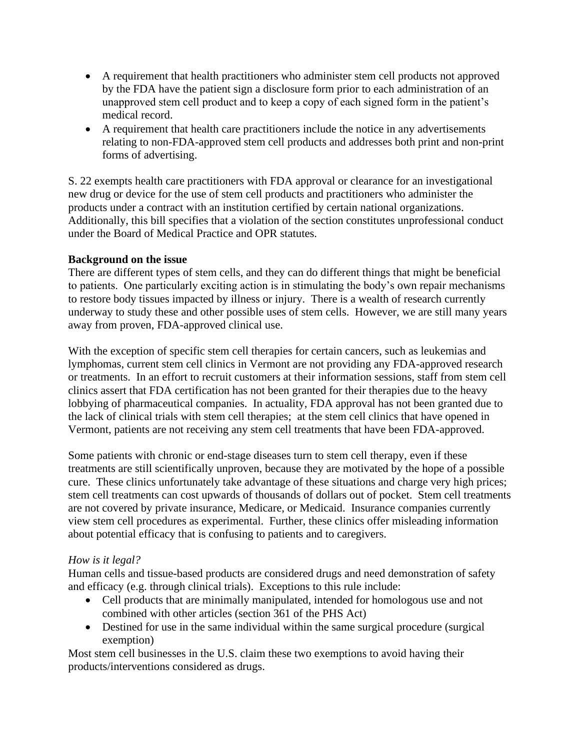- A requirement that health practitioners who administer stem cell products not approved by the FDA have the patient sign a disclosure form prior to each administration of an unapproved stem cell product and to keep a copy of each signed form in the patient's medical record.
- A requirement that health care practitioners include the notice in any advertisements relating to non-FDA-approved stem cell products and addresses both print and non-print forms of advertising.

S. 22 exempts health care practitioners with FDA approval or clearance for an investigational new drug or device for the use of stem cell products and practitioners who administer the products under a contract with an institution certified by certain national organizations. Additionally, this bill specifies that a violation of the section constitutes unprofessional conduct under the Board of Medical Practice and OPR statutes.

**Background on the issue**

There are different types of stem cells, and they can do different things that might be beneficial to patients. One particularly exciting action is in stimulating the body's own repair mechanisms to restore body tissues impacted by illness or injury. There is a wealth of research currently underway to study these and other possible uses of stem cells. However, we are still many years away from proven, FDA-approved clinical use.

With the exception of specific stem cell therapies for certain cancers, such as leukemias and lymphomas, current stem cell clinics in Vermont are not providing any FDA-approved research or treatments. In an effort to recruit customers at their information sessions, staff from stem cell clinics assert that FDA certification has not been granted for their therapies due to the heavy lobbying of pharmaceutical companies. In actuality, FDA approval has not been granted due to the lack of clinical trials with stem cell therapies; at the stem cell clinics that have opened in Vermont, patients are not receiving any stem cell treatments that have been FDA-approved.

Some patients with chronic or end-stage diseases turn to stem cell therapy, even if these treatments are still scientifically unproven, because they are motivated by the hope of a possible cure. These clinics unfortunately take advantage of these situations and charge very high prices; stem cell treatments can cost upwards of thousands of dollars out of pocket. Stem cell treatments are not covered by private insurance, Medicare, or Medicaid. Insurance companies currently view stem cell procedures as experimental. Further, these clinics offer misleading information about potential efficacy that is confusing to patients and to caregivers.

*How is it legal?*

Human cells and tissue-based products are considered drugs and need demonstration of safety and efficacy (e.g. through clinical trials). Exceptions to this rule include:

- Cell products that are minimally manipulated, intended for homologous use and not combined with other articles (section 361 of the PHS Act)
- Destined for use in the same individual within the same surgical procedure (surgical exemption)

Most stem cell businesses in the U.S. claim these two exemptions to avoid having their products/interventions considered as drugs.